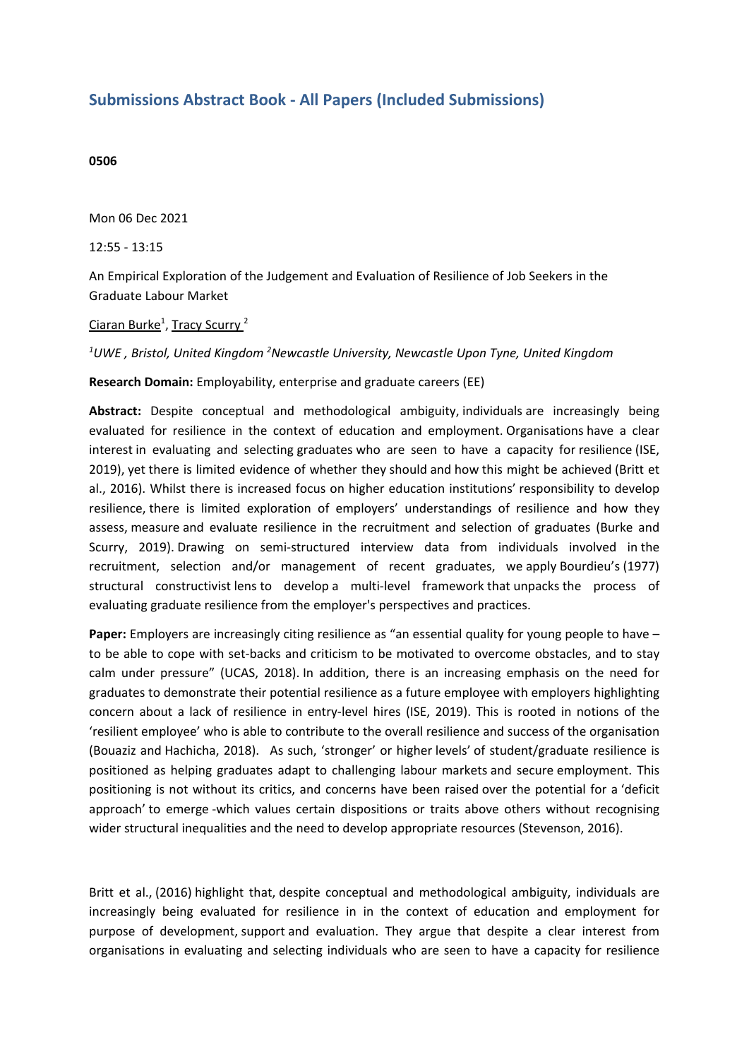## Submissions Abstract Book - All Papers (Included Submissions)

**0506**

Mon 06 Dec 2021

12:55 - 13:15

An Empirical Exploration of the Judgement and Evaluation of Resilience of Job Seekers in the Graduate Labour Market

Ciaran Burke[1], Tracy Scurry [2]

*[1]UWE , Bristol, United Kingdom [2]Newcastle University, Newcastle Upon Tyne, United Kingdom*

**Research Domain:** Employability, enterprise and graduate careers (EE)

**Abstract:** Despite conceptual and methodological ambiguity, individuals are increasingly being evaluated for resilience in the context of education and employment. Organisations have a clear interest in evaluating and selecting graduates who are seen to have a capacity for resilience (ISE, 2019), yet there is limited evidence of whether they should and how this might be achieved (Britt et al., 2016). Whilst there is increased focus on higher education institutions' responsibility to develop resilience, there is limited exploration of employers' understandings of resilience and how they assess, measure and evaluate resilience in the recruitment and selection of graduates (Burke and Scurry, 2019). Drawing on semi-structured interview data from individuals involved in the recruitment, selection and/or management of recent graduates, we apply Bourdieu's (1977) structural constructivist lens to develop a multi-level framework that unpacks the process of evaluating graduate resilience from the employer's perspectives and practices.

**Paper:** Employers are increasingly citing resilience as "an essential quality for young people to have – to be able to cope with set-backs and criticism to be motivated to overcome obstacles, and to stay calm under pressure" (UCAS, 2018). In addition, there is an increasing emphasis on the need for graduates to demonstrate their potential resilience as a future employee with employers highlighting concern about a lack of resilience in entry-level hires (ISE, 2019). This is rooted in notions of the 'resilient employee' who is able to contribute to the overall resilience and success of the organisation (Bouaziz and Hachicha, 2018). As such, 'stronger' or higher levels' of student/graduate resilience is positioned as helping graduates adapt to challenging labour markets and secure employment. This positioning is not without its critics, and concerns have been raised over the potential for a 'deficit approach' to emerge -which values certain dispositions or traits above others without recognising wider structural inequalities and the need to develop appropriate resources (Stevenson, 2016).

Britt et al., (2016) highlight that, despite conceptual and methodological ambiguity, individuals are increasingly being evaluated for resilience in in the context of education and employment for purpose of development, support and evaluation. They argue that despite a clear interest from organisations in evaluating and selecting individuals who are seen to have a capacity for resilience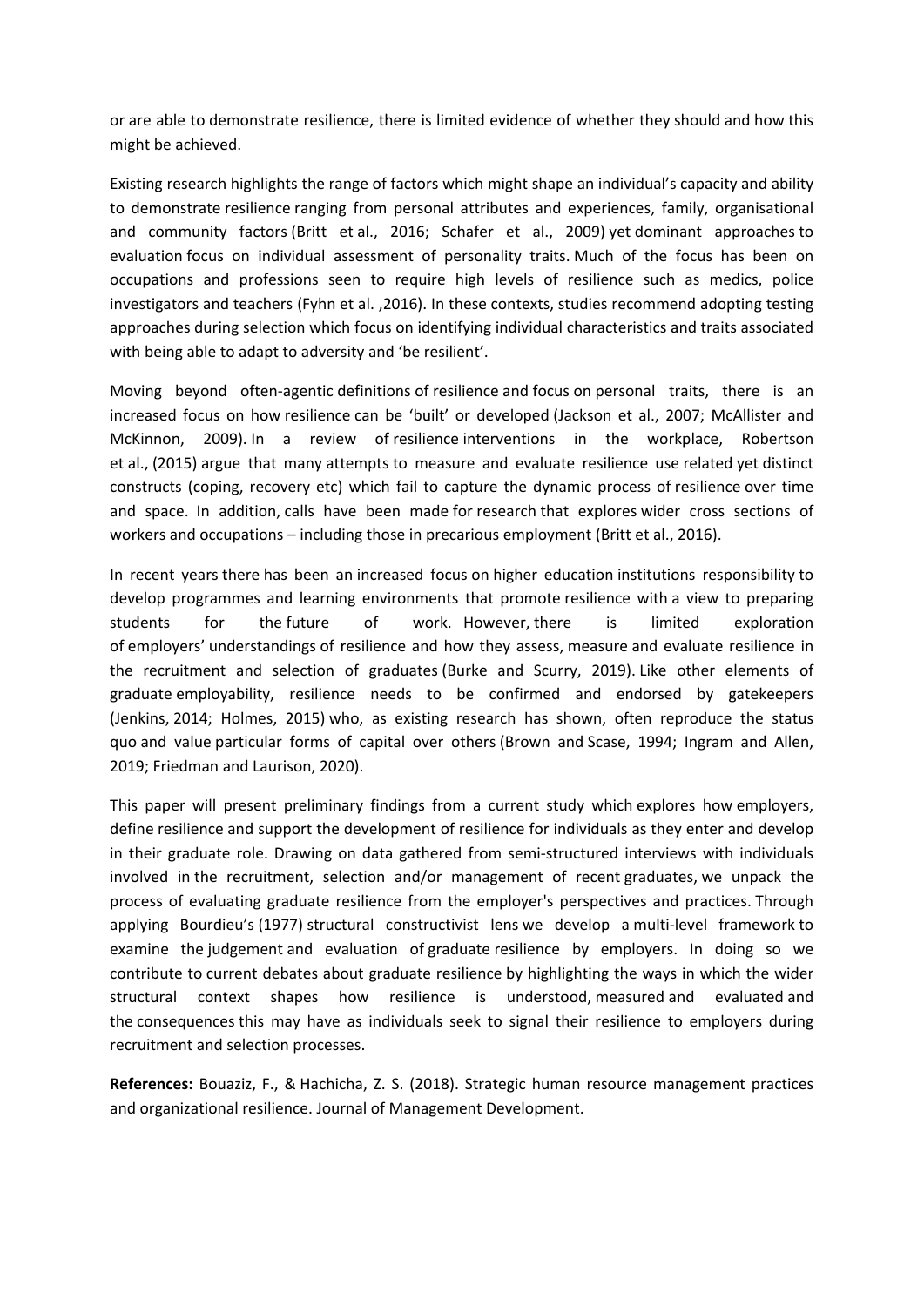or are able to demonstrate resilience, there is limited evidence of whether they should and how this might be achieved.

Existing research highlights the range of factors which might shape an individual's capacity and ability to demonstrate resilience ranging from personal attributes and experiences, family, organisational and community factors (Britt et al., 2016; Schafer et al., 2009) yet dominant approaches to evaluation focus on individual assessment of personality traits. Much of the focus has been on occupations and professions seen to require high levels of resilience such as medics, police investigators and teachers (Fyhn et al. ,2016). In these contexts, studies recommend adopting testing approaches during selection which focus on identifying individual characteristics and traits associated with being able to adapt to adversity and 'be resilient'.

Moving beyond often-agentic definitions of resilience and focus on personal traits, there is an increased focus on how resilience can be 'built' or developed (Jackson et al., 2007; McAllister and McKinnon, 2009). In a review of resilience interventions in the workplace, Robertson et al., (2015) argue that many attempts to measure and evaluate resilience use related yet distinct constructs (coping, recovery etc) which fail to capture the dynamic process of resilience over time and space. In addition, calls have been made for research that explores wider cross sections of workers and occupations – including those in precarious employment (Britt et al., 2016).

In recent years there has been an increased focus on higher education institutions responsibility to develop programmes and learning environments that promote resilience with a view to preparing students for the future of work. However, there is limited exploration of employers' understandings of resilience and how they assess, measure and evaluate resilience in the recruitment and selection of graduates (Burke and Scurry, 2019). Like other elements of graduate employability, resilience needs to be confirmed and endorsed by gatekeepers (Jenkins, 2014; Holmes, 2015) who, as existing research has shown, often reproduce the status quo and value particular forms of capital over others (Brown and Scase, 1994; Ingram and Allen, 2019; Friedman and Laurison, 2020).

This paper will present preliminary findings from a current study which explores how employers, define resilience and support the development of resilience for individuals as they enter and develop in their graduate role. Drawing on data gathered from semi-structured interviews with individuals involved in the recruitment, selection and/or management of recent graduates, we unpack the process of evaluating graduate resilience from the employer's perspectives and practices. Through applying Bourdieu's (1977) structural constructivist lens we develop a multi-level framework to examine the judgement and evaluation of graduate resilience by employers. In doing so we contribute to current debates about graduate resilience by highlighting the ways in which the wider structural context shapes how resilience is understood, measured and evaluated and the consequences this may have as individuals seek to signal their resilience to employers during recruitment and selection processes.

**References:** Bouaziz, F., & Hachicha, Z. S. (2018). Strategic human resource management practices and organizational resilience. Journal of Management Development.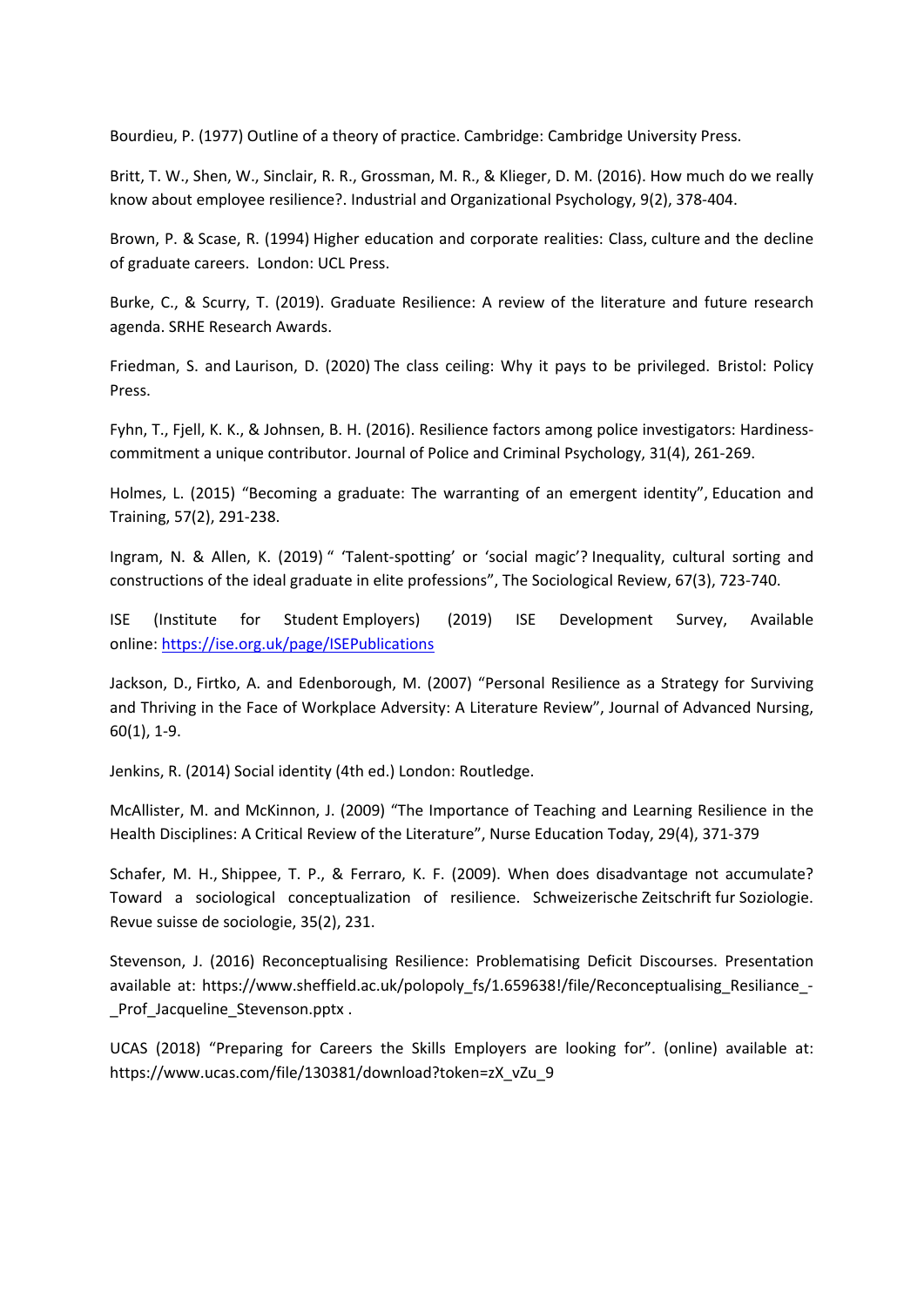Bourdieu, P. (1977) Outline of a theory of practice. Cambridge: Cambridge University Press.

Britt, T. W., Shen, W., Sinclair, R. R., Grossman, M. R., & Klieger, D. M. (2016). How much do we really know about employee resilience?. Industrial and Organizational Psychology, 9(2), 378-404.

Brown, P. & Scase, R. (1994) Higher education and corporate realities: Class, culture and the decline of graduate careers. London: UCL Press.

Burke, C., & Scurry, T. (2019). Graduate Resilience: A review of the literature and future research agenda. SRHE Research Awards.

Friedman, S. and Laurison, D. (2020) The class ceiling: Why it pays to be privileged. Bristol: Policy Press.

Fyhn, T., Fjell, K. K., & Johnsen, B. H. (2016). Resilience factors among police investigators: Hardiness-commitment a unique contributor. Journal of Police and Criminal Psychology, 31(4), 261-269.

Holmes, L. (2015) "Becoming a graduate: The warranting of an emergent identity", Education and Training, 57(2), 291-238.

Ingram, N. & Allen, K. (2019) " 'Talent-spotting' or 'social magic'? Inequality, cultural sorting and constructions of the ideal graduate in elite professions", The Sociological Review, 67(3), 723-740.

ISE (Institute for Student Employers) (2019) ISE Development Survey, Available online: https://ise.org.uk/page/ISEPublications

Jackson, D., Firtko, A. and Edenborough, M. (2007) "Personal Resilience as a Strategy for Surviving and Thriving in the Face of Workplace Adversity: A Literature Review", Journal of Advanced Nursing, 60(1), 1-9.

Jenkins, R. (2014) Social identity (4th ed.) London: Routledge.

McAllister, M. and McKinnon, J. (2009) "The Importance of Teaching and Learning Resilience in the Health Disciplines: A Critical Review of the Literature", Nurse Education Today, 29(4), 371-379

Schafer, M. H., Shippee, T. P., & Ferraro, K. F. (2009). When does disadvantage not accumulate? Toward a sociological conceptualization of resilience. Schweizerische Zeitschrift fur Soziologie. Revue suisse de sociologie, 35(2), 231.

Stevenson, J. (2016) Reconceptualising Resilience: Problematising Deficit Discourses. Presentation available at: https://www.sheffield.ac.uk/polopoly_fs/1.659638!/file/Reconceptualising_Resiliance_-_Prof_Jacqueline_Stevenson.pptx .

UCAS (2018) "Preparing for Careers the Skills Employers are looking for". (online) available at: https://www.ucas.com/file/130381/download?token=zX_vZu_9